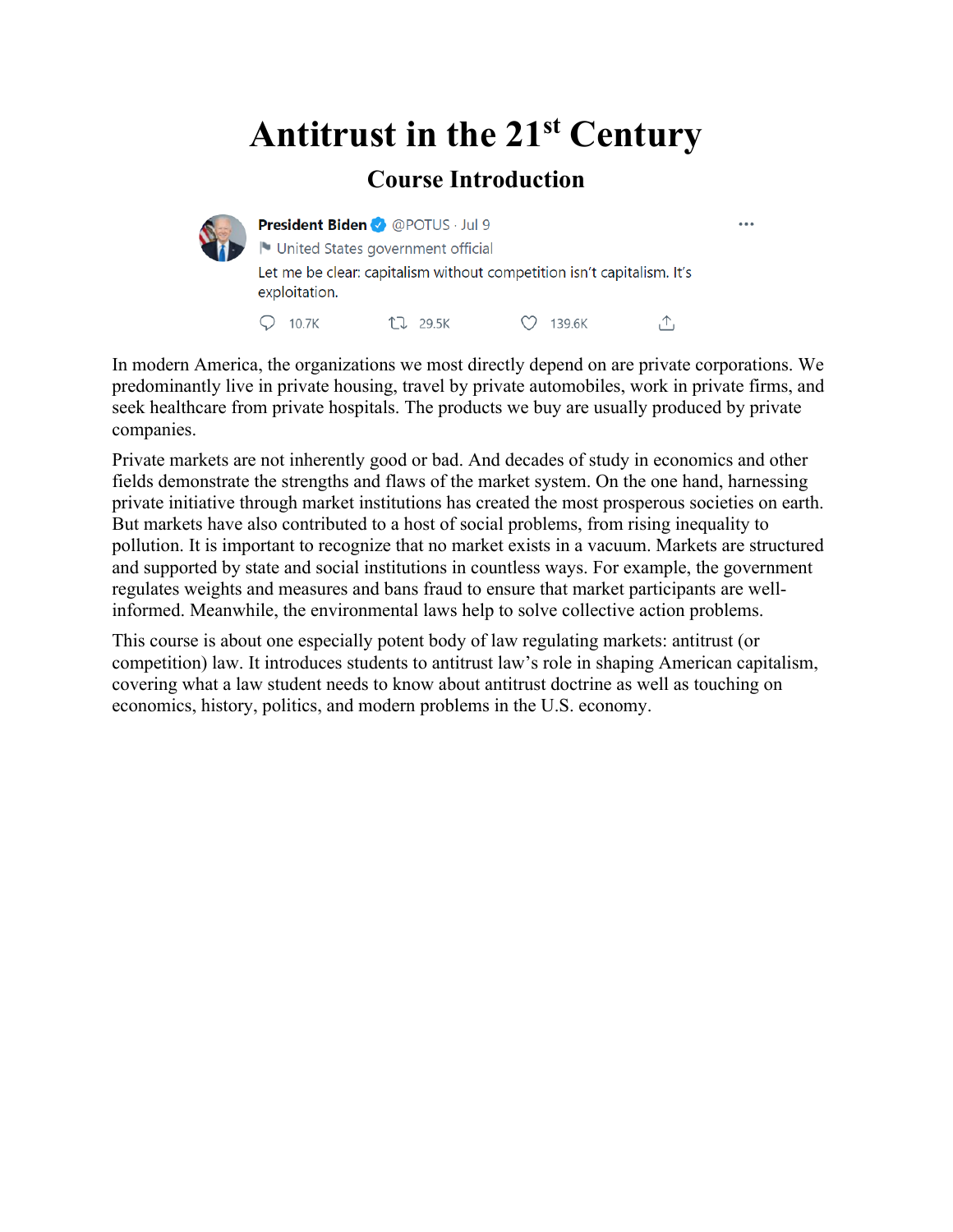# Antitrust in the 21st Century

## Course Introduction

**President Biden** @POTUS · Jul 9
United States government official
Let me be clear: capitalism without competition isn't capitalism. It's exploitation.

10.7K 29.5K 139.6K

In modern America, the organizations we most directly depend on are private corporations. We predominantly live in private housing, travel by private automobiles, work in private firms, and seek healthcare from private hospitals. The products we buy are usually produced by private companies.

Private markets are not inherently good or bad. And decades of study in economics and other fields demonstrate the strengths and flaws of the market system. On the one hand, harnessing private initiative through market institutions has created the most prosperous societies on earth. But markets have also contributed to a host of social problems, from rising inequality to pollution. It is important to recognize that no market exists in a vacuum. Markets are structured and supported by state and social institutions in countless ways. For example, the government regulates weights and measures and bans fraud to ensure that market participants are well-informed. Meanwhile, the environmental laws help to solve collective action problems.

This course is about one especially potent body of law regulating markets: antitrust (or competition) law. It introduces students to antitrust law's role in shaping American capitalism, covering what a law student needs to know about antitrust doctrine as well as touching on economics, history, politics, and modern problems in the U.S. economy.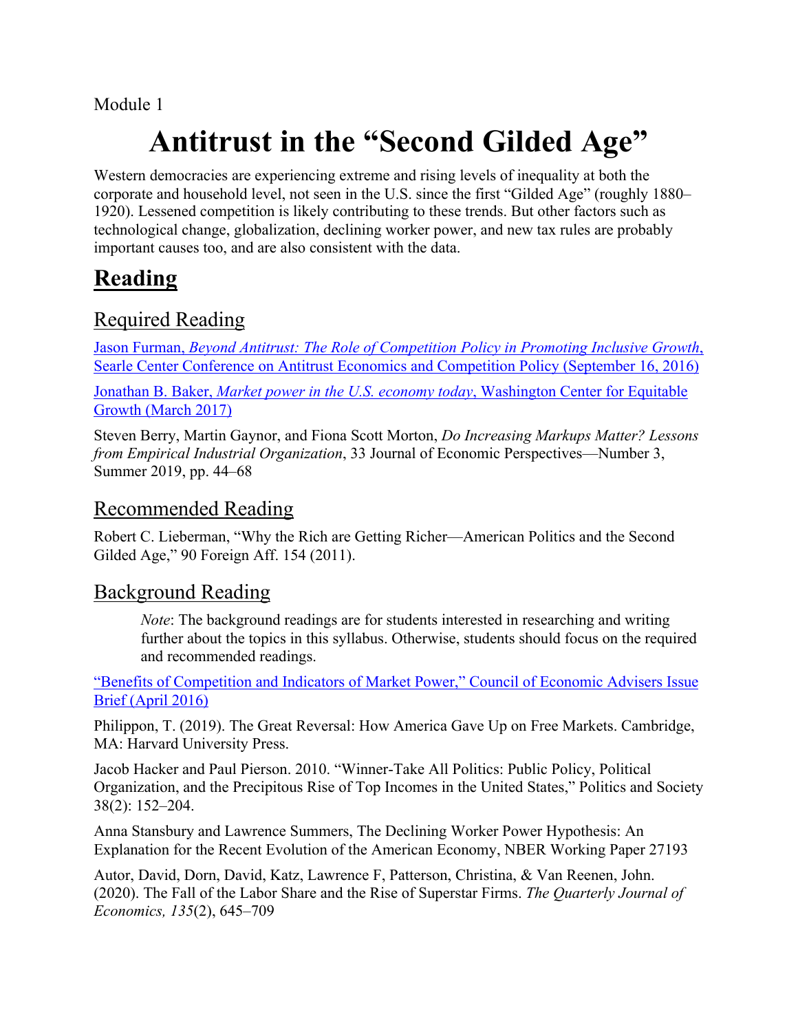Module 1

# Antitrust in the "Second Gilded Age"

Western democracies are experiencing extreme and rising levels of inequality at both the corporate and household level, not seen in the U.S. since the first "Gilded Age" (roughly 1880–1920). Lessened competition is likely contributing to these trends. But other factors such as technological change, globalization, declining worker power, and new tax rules are probably important causes too, and are also consistent with the data.

## Reading

### Required Reading

Jason Furman, *Beyond Antitrust: The Role of Competition Policy in Promoting Inclusive Growth*, Searle Center Conference on Antitrust Economics and Competition Policy (September 16, 2016)

Jonathan B. Baker, *Market power in the U.S. economy today*, Washington Center for Equitable Growth (March 2017)

Steven Berry, Martin Gaynor, and Fiona Scott Morton, *Do Increasing Markups Matter? Lessons from Empirical Industrial Organization*, 33 Journal of Economic Perspectives—Number 3, Summer 2019, pp. 44–68

### Recommended Reading

Robert C. Lieberman, "Why the Rich are Getting Richer—American Politics and the Second Gilded Age," 90 Foreign Aff. 154 (2011).

### Background Reading

> *Note*: The background readings are for students interested in researching and writing further about the topics in this syllabus. Otherwise, students should focus on the required and recommended readings.

"Benefits of Competition and Indicators of Market Power," Council of Economic Advisers Issue Brief (April 2016)

Philippon, T. (2019). The Great Reversal: How America Gave Up on Free Markets. Cambridge, MA: Harvard University Press.

Jacob Hacker and Paul Pierson. 2010. "Winner-Take All Politics: Public Policy, Political Organization, and the Precipitous Rise of Top Incomes in the United States," Politics and Society 38(2): 152–204.

Anna Stansbury and Lawrence Summers, The Declining Worker Power Hypothesis: An Explanation for the Recent Evolution of the American Economy, NBER Working Paper 27193

Autor, David, Dorn, David, Katz, Lawrence F, Patterson, Christina, & Van Reenen, John. (2020). The Fall of the Labor Share and the Rise of Superstar Firms. *The Quarterly Journal of Economics, 135*(2), 645–709